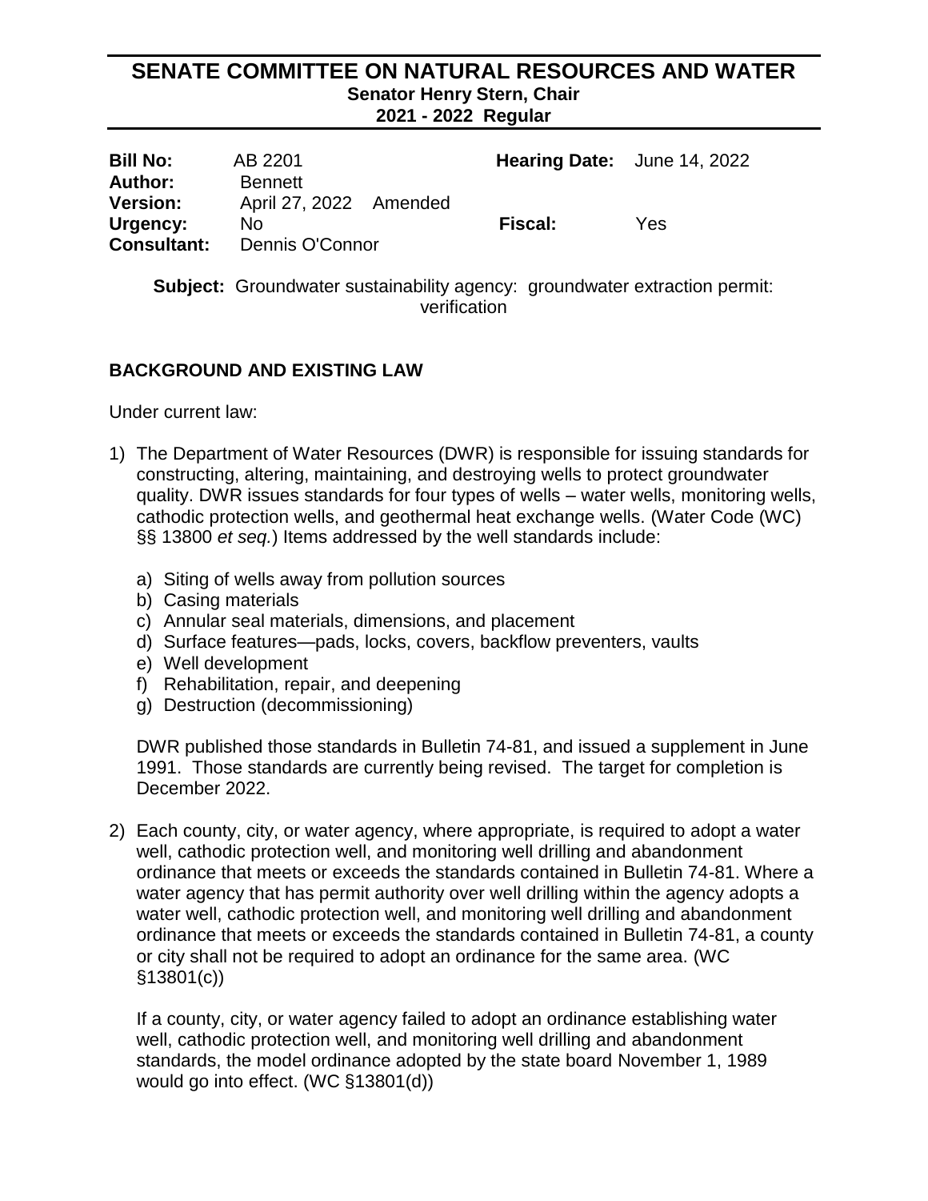# SENATE COMMITTEE ON NATURAL RESOURCES AND WATER

**Senator Henry Stern, Chair**
**2021 - 2022 Regular**

| | | | |
|---|---|---|---|
| **Bill No:** | AB 2201 | **Hearing Date:** | June 14, 2022 |
| **Author:** | Bennett | | |
| **Version:** | April 27, 2022 Amended | | |
| **Urgency:** | No | **Fiscal:** | Yes |
| **Consultant:** | Dennis O'Connor | | |

**Subject:** Groundwater sustainability agency: groundwater extraction permit: verification

## BACKGROUND AND EXISTING LAW

Under current law:

1) The Department of Water Resources (DWR) is responsible for issuing standards for constructing, altering, maintaining, and destroying wells to protect groundwater quality. DWR issues standards for four types of wells – water wells, monitoring wells, cathodic protection wells, and geothermal heat exchange wells. (Water Code (WC) §§ 13800 *et seq.*) Items addressed by the well standards include:

   a) Siting of wells away from pollution sources
   b) Casing materials
   c) Annular seal materials, dimensions, and placement
   d) Surface features—pads, locks, covers, backflow preventers, vaults
   e) Well development
   f) Rehabilitation, repair, and deepening
   g) Destruction (decommissioning)

   DWR published those standards in Bulletin 74-81, and issued a supplement in June 1991. Those standards are currently being revised. The target for completion is December 2022.

2) Each county, city, or water agency, where appropriate, is required to adopt a water well, cathodic protection well, and monitoring well drilling and abandonment ordinance that meets or exceeds the standards contained in Bulletin 74-81. Where a water agency that has permit authority over well drilling within the agency adopts a water well, cathodic protection well, and monitoring well drilling and abandonment ordinance that meets or exceeds the standards contained in Bulletin 74-81, a county or city shall not be required to adopt an ordinance for the same area. (WC §13801(c))

   If a county, city, or water agency failed to adopt an ordinance establishing water well, cathodic protection well, and monitoring well drilling and abandonment standards, the model ordinance adopted by the state board November 1, 1989 would go into effect. (WC §13801(d))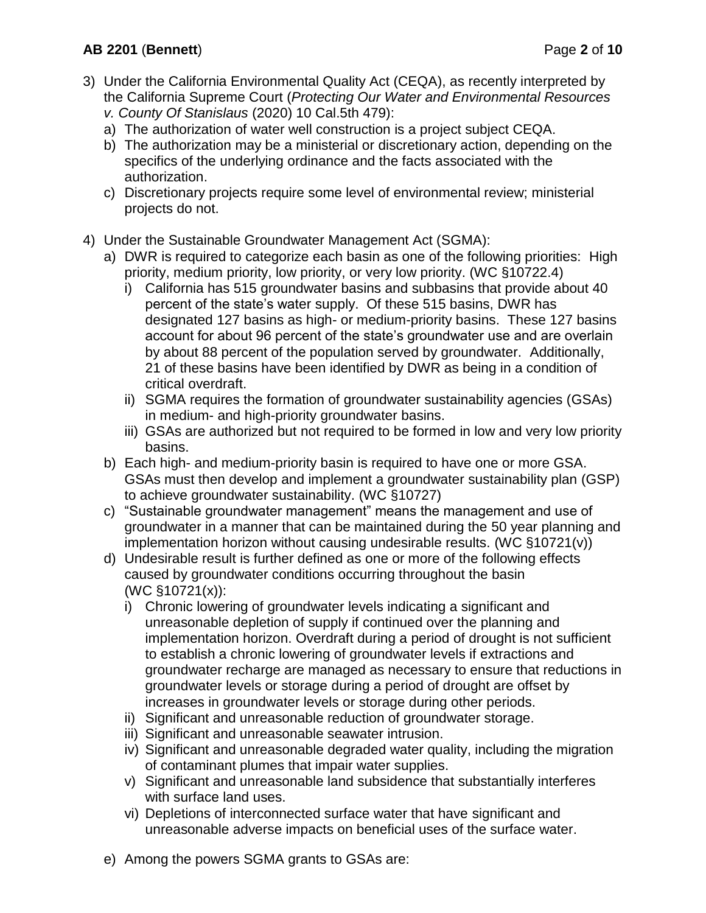3) Under the California Environmental Quality Act (CEQA), as recently interpreted by the California Supreme Court (*Protecting Our Water and Environmental Resources v. County Of Stanislaus* (2020) 10 Cal.5th 479):
   a) The authorization of water well construction is a project subject CEQA.
   b) The authorization may be a ministerial or discretionary action, depending on the specifics of the underlying ordinance and the facts associated with the authorization.
   c) Discretionary projects require some level of environmental review; ministerial projects do not.

4) Under the Sustainable Groundwater Management Act (SGMA):
   a) DWR is required to categorize each basin as one of the following priorities: High priority, medium priority, low priority, or very low priority. (WC §10722.4)
      i) California has 515 groundwater basins and subbasins that provide about 40 percent of the state's water supply. Of these 515 basins, DWR has designated 127 basins as high- or medium-priority basins. These 127 basins account for about 96 percent of the state's groundwater use and are overlain by about 88 percent of the population served by groundwater. Additionally, 21 of these basins have been identified by DWR as being in a condition of critical overdraft.
      ii) SGMA requires the formation of groundwater sustainability agencies (GSAs) in medium- and high-priority groundwater basins.
      iii) GSAs are authorized but not required to be formed in low and very low priority basins.
   b) Each high- and medium-priority basin is required to have one or more GSA. GSAs must then develop and implement a groundwater sustainability plan (GSP) to achieve groundwater sustainability. (WC §10727)
   c) "Sustainable groundwater management" means the management and use of groundwater in a manner that can be maintained during the 50 year planning and implementation horizon without causing undesirable results. (WC §10721(v))
   d) Undesirable result is further defined as one or more of the following effects caused by groundwater conditions occurring throughout the basin (WC §10721(x)):
      i) Chronic lowering of groundwater levels indicating a significant and unreasonable depletion of supply if continued over the planning and implementation horizon. Overdraft during a period of drought is not sufficient to establish a chronic lowering of groundwater levels if extractions and groundwater recharge are managed as necessary to ensure that reductions in groundwater levels or storage during a period of drought are offset by increases in groundwater levels or storage during other periods.
      ii) Significant and unreasonable reduction of groundwater storage.
      iii) Significant and unreasonable seawater intrusion.
      iv) Significant and unreasonable degraded water quality, including the migration of contaminant plumes that impair water supplies.
      v) Significant and unreasonable land subsidence that substantially interferes with surface land uses.
      vi) Depletions of interconnected surface water that have significant and unreasonable adverse impacts on beneficial uses of the surface water.
   e) Among the powers SGMA grants to GSAs are: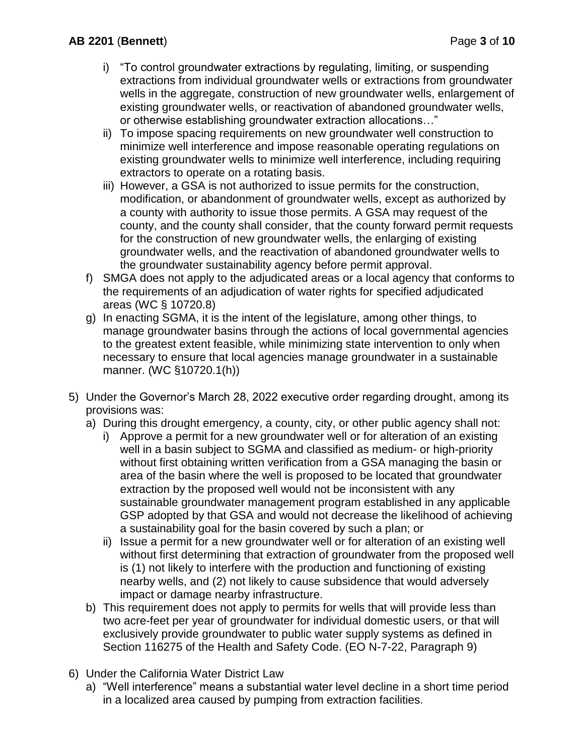i) "To control groundwater extractions by regulating, limiting, or suspending extractions from individual groundwater wells or extractions from groundwater wells in the aggregate, construction of new groundwater wells, enlargement of existing groundwater wells, or reactivation of abandoned groundwater wells, or otherwise establishing groundwater extraction allocations…"

ii) To impose spacing requirements on new groundwater well construction to minimize well interference and impose reasonable operating regulations on existing groundwater wells to minimize well interference, including requiring extractors to operate on a rotating basis.

iii) However, a GSA is not authorized to issue permits for the construction, modification, or abandonment of groundwater wells, except as authorized by a county with authority to issue those permits. A GSA may request of the county, and the county shall consider, that the county forward permit requests for the construction of new groundwater wells, the enlarging of existing groundwater wells, and the reactivation of abandoned groundwater wells to the groundwater sustainability agency before permit approval.

f) SMGA does not apply to the adjudicated areas or a local agency that conforms to the requirements of an adjudication of water rights for specified adjudicated areas (WC § 10720.8)

g) In enacting SGMA, it is the intent of the legislature, among other things, to manage groundwater basins through the actions of local governmental agencies to the greatest extent feasible, while minimizing state intervention to only when necessary to ensure that local agencies manage groundwater in a sustainable manner. (WC §10720.1(h))

5) Under the Governor's March 28, 2022 executive order regarding drought, among its provisions was:

   a) During this drought emergency, a county, city, or other public agency shall not:

      i) Approve a permit for a new groundwater well or for alteration of an existing well in a basin subject to SGMA and classified as medium- or high-priority without first obtaining written verification from a GSA managing the basin or area of the basin where the well is proposed to be located that groundwater extraction by the proposed well would not be inconsistent with any sustainable groundwater management program established in any applicable GSP adopted by that GSA and would not decrease the likelihood of achieving a sustainability goal for the basin covered by such a plan; or

      ii) Issue a permit for a new groundwater well or for alteration of an existing well without first determining that extraction of groundwater from the proposed well is (1) not likely to interfere with the production and functioning of existing nearby wells, and (2) not likely to cause subsidence that would adversely impact or damage nearby infrastructure.

   b) This requirement does not apply to permits for wells that will provide less than two acre-feet per year of groundwater for individual domestic users, or that will exclusively provide groundwater to public water supply systems as defined in Section 116275 of the Health and Safety Code. (EO N-7-22, Paragraph 9)

6) Under the California Water District Law

   a) "Well interference" means a substantial water level decline in a short time period in a localized area caused by pumping from extraction facilities.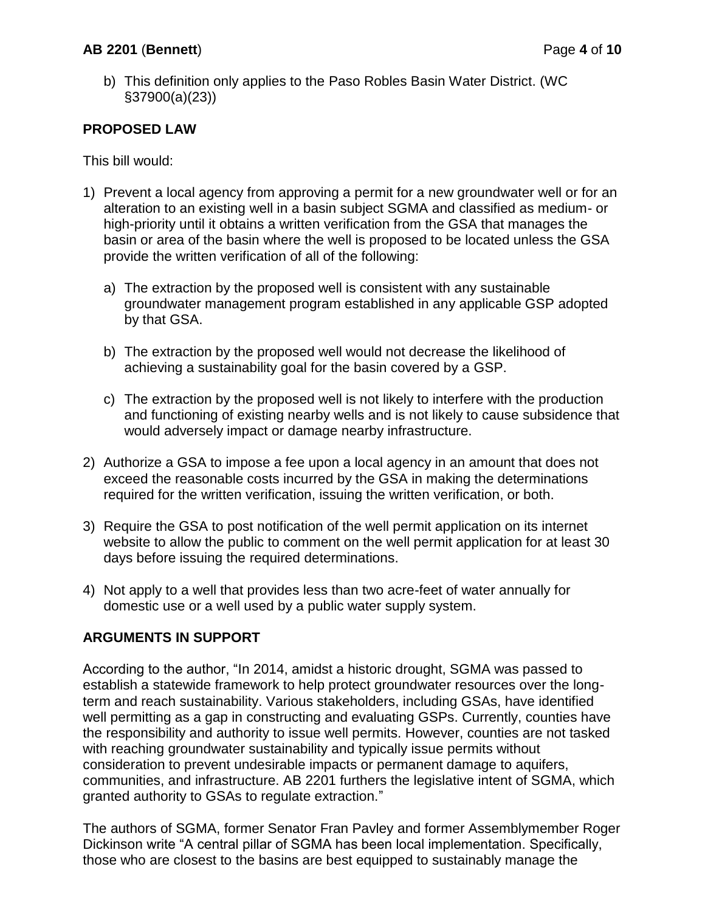b) This definition only applies to the Paso Robles Basin Water District. (WC §37900(a)(23))

## PROPOSED LAW

This bill would:

1) Prevent a local agency from approving a permit for a new groundwater well or for an alteration to an existing well in a basin subject SGMA and classified as medium- or high-priority until it obtains a written verification from the GSA that manages the basin or area of the basin where the well is proposed to be located unless the GSA provide the written verification of all of the following:

   a) The extraction by the proposed well is consistent with any sustainable groundwater management program established in any applicable GSP adopted by that GSA.

   b) The extraction by the proposed well would not decrease the likelihood of achieving a sustainability goal for the basin covered by a GSP.

   c) The extraction by the proposed well is not likely to interfere with the production and functioning of existing nearby wells and is not likely to cause subsidence that would adversely impact or damage nearby infrastructure.

2) Authorize a GSA to impose a fee upon a local agency in an amount that does not exceed the reasonable costs incurred by the GSA in making the determinations required for the written verification, issuing the written verification, or both.

3) Require the GSA to post notification of the well permit application on its internet website to allow the public to comment on the well permit application for at least 30 days before issuing the required determinations.

4) Not apply to a well that provides less than two acre-feet of water annually for domestic use or a well used by a public water supply system.

## ARGUMENTS IN SUPPORT

According to the author, "In 2014, amidst a historic drought, SGMA was passed to establish a statewide framework to help protect groundwater resources over the long-term and reach sustainability. Various stakeholders, including GSAs, have identified well permitting as a gap in constructing and evaluating GSPs. Currently, counties have the responsibility and authority to issue well permits. However, counties are not tasked with reaching groundwater sustainability and typically issue permits without consideration to prevent undesirable impacts or permanent damage to aquifers, communities, and infrastructure. AB 2201 furthers the legislative intent of SGMA, which granted authority to GSAs to regulate extraction."

The authors of SGMA, former Senator Fran Pavley and former Assemblymember Roger Dickinson write "A central pillar of SGMA has been local implementation. Specifically, those who are closest to the basins are best equipped to sustainably manage the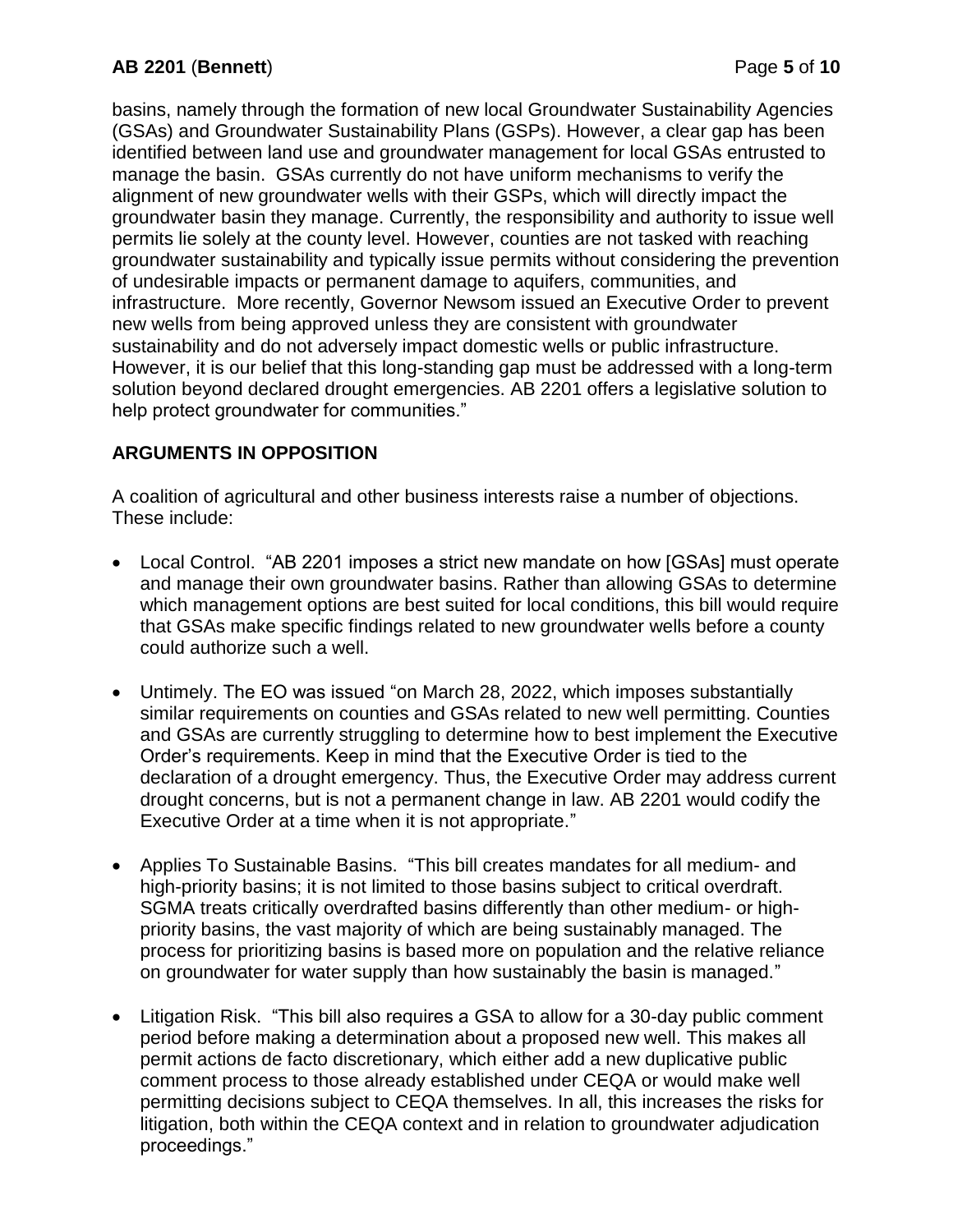basins, namely through the formation of new local Groundwater Sustainability Agencies (GSAs) and Groundwater Sustainability Plans (GSPs). However, a clear gap has been identified between land use and groundwater management for local GSAs entrusted to manage the basin. GSAs currently do not have uniform mechanisms to verify the alignment of new groundwater wells with their GSPs, which will directly impact the groundwater basin they manage. Currently, the responsibility and authority to issue well permits lie solely at the county level. However, counties are not tasked with reaching groundwater sustainability and typically issue permits without considering the prevention of undesirable impacts or permanent damage to aquifers, communities, and infrastructure. More recently, Governor Newsom issued an Executive Order to prevent new wells from being approved unless they are consistent with groundwater sustainability and do not adversely impact domestic wells or public infrastructure. However, it is our belief that this long-standing gap must be addressed with a long-term solution beyond declared drought emergencies. AB 2201 offers a legislative solution to help protect groundwater for communities."

## ARGUMENTS IN OPPOSITION

A coalition of agricultural and other business interests raise a number of objections. These include:

- Local Control. "AB 2201 imposes a strict new mandate on how [GSAs] must operate and manage their own groundwater basins. Rather than allowing GSAs to determine which management options are best suited for local conditions, this bill would require that GSAs make specific findings related to new groundwater wells before a county could authorize such a well.
- Untimely. The EO was issued "on March 28, 2022, which imposes substantially similar requirements on counties and GSAs related to new well permitting. Counties and GSAs are currently struggling to determine how to best implement the Executive Order's requirements. Keep in mind that the Executive Order is tied to the declaration of a drought emergency. Thus, the Executive Order may address current drought concerns, but is not a permanent change in law. AB 2201 would codify the Executive Order at a time when it is not appropriate."
- Applies To Sustainable Basins. "This bill creates mandates for all medium- and high-priority basins; it is not limited to those basins subject to critical overdraft. SGMA treats critically overdrafted basins differently than other medium- or high-priority basins, the vast majority of which are being sustainably managed. The process for prioritizing basins is based more on population and the relative reliance on groundwater for water supply than how sustainably the basin is managed."
- Litigation Risk. "This bill also requires a GSA to allow for a 30-day public comment period before making a determination about a proposed new well. This makes all permit actions de facto discretionary, which either add a new duplicative public comment process to those already established under CEQA or would make well permitting decisions subject to CEQA themselves. In all, this increases the risks for litigation, both within the CEQA context and in relation to groundwater adjudication proceedings."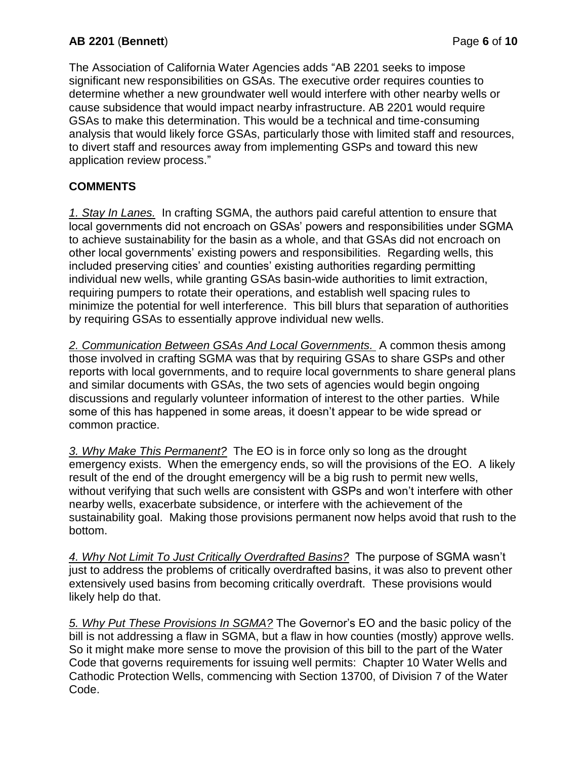The Association of California Water Agencies adds "AB 2201 seeks to impose significant new responsibilities on GSAs. The executive order requires counties to determine whether a new groundwater well would interfere with other nearby wells or cause subsidence that would impact nearby infrastructure. AB 2201 would require GSAs to make this determination. This would be a technical and time-consuming analysis that would likely force GSAs, particularly those with limited staff and resources, to divert staff and resources away from implementing GSPs and toward this new application review process."

## COMMENTS

*1. Stay In Lanes.* In crafting SGMA, the authors paid careful attention to ensure that local governments did not encroach on GSAs' powers and responsibilities under SGMA to achieve sustainability for the basin as a whole, and that GSAs did not encroach on other local governments' existing powers and responsibilities. Regarding wells, this included preserving cities' and counties' existing authorities regarding permitting individual new wells, while granting GSAs basin-wide authorities to limit extraction, requiring pumpers to rotate their operations, and establish well spacing rules to minimize the potential for well interference. This bill blurs that separation of authorities by requiring GSAs to essentially approve individual new wells.

*2. Communication Between GSAs And Local Governments.* A common thesis among those involved in crafting SGMA was that by requiring GSAs to share GSPs and other reports with local governments, and to require local governments to share general plans and similar documents with GSAs, the two sets of agencies would begin ongoing discussions and regularly volunteer information of interest to the other parties. While some of this has happened in some areas, it doesn't appear to be wide spread or common practice.

*3. Why Make This Permanent?* The EO is in force only so long as the drought emergency exists. When the emergency ends, so will the provisions of the EO. A likely result of the end of the drought emergency will be a big rush to permit new wells, without verifying that such wells are consistent with GSPs and won't interfere with other nearby wells, exacerbate subsidence, or interfere with the achievement of the sustainability goal. Making those provisions permanent now helps avoid that rush to the bottom.

*4. Why Not Limit To Just Critically Overdrafted Basins?* The purpose of SGMA wasn't just to address the problems of critically overdrafted basins, it was also to prevent other extensively used basins from becoming critically overdraft. These provisions would likely help do that.

*5. Why Put These Provisions In SGMA?* The Governor's EO and the basic policy of the bill is not addressing a flaw in SGMA, but a flaw in how counties (mostly) approve wells. So it might make more sense to move the provision of this bill to the part of the Water Code that governs requirements for issuing well permits: Chapter 10 Water Wells and Cathodic Protection Wells, commencing with Section 13700, of Division 7 of the Water Code.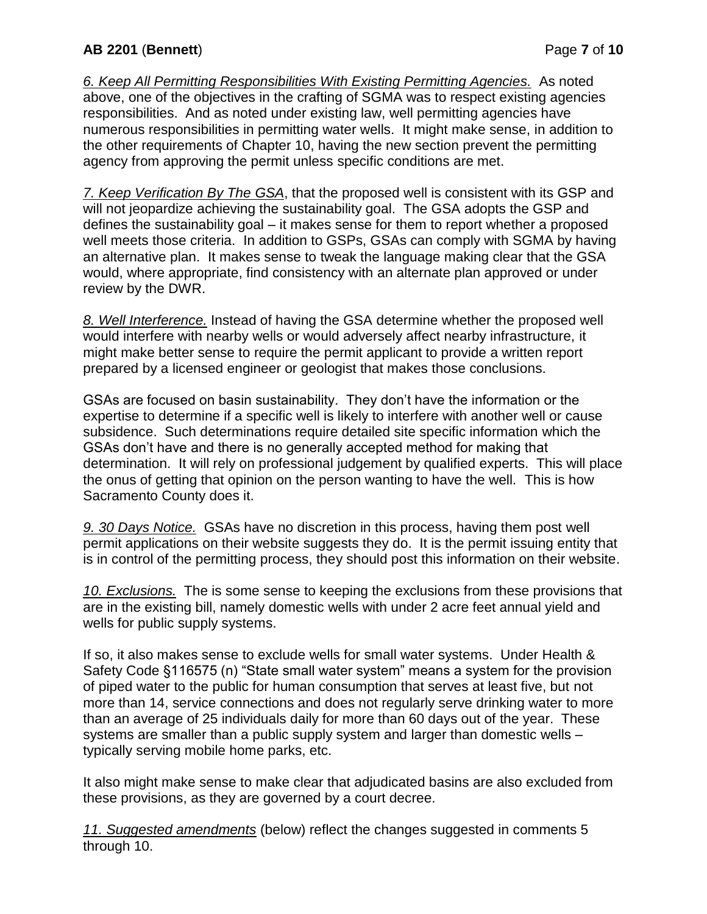*6. Keep All Permitting Responsibilities With Existing Permitting Agencies.* As noted above, one of the objectives in the crafting of SGMA was to respect existing agencies responsibilities. And as noted under existing law, well permitting agencies have numerous responsibilities in permitting water wells. It might make sense, in addition to the other requirements of Chapter 10, having the new section prevent the permitting agency from approving the permit unless specific conditions are met.

*7. Keep Verification By The GSA*, that the proposed well is consistent with its GSP and will not jeopardize achieving the sustainability goal. The GSA adopts the GSP and defines the sustainability goal – it makes sense for them to report whether a proposed well meets those criteria. In addition to GSPs, GSAs can comply with SGMA by having an alternative plan. It makes sense to tweak the language making clear that the GSA would, where appropriate, find consistency with an alternate plan approved or under review by the DWR.

*8. Well Interference.* Instead of having the GSA determine whether the proposed well would interfere with nearby wells or would adversely affect nearby infrastructure, it might make better sense to require the permit applicant to provide a written report prepared by a licensed engineer or geologist that makes those conclusions.

GSAs are focused on basin sustainability. They don't have the information or the expertise to determine if a specific well is likely to interfere with another well or cause subsidence. Such determinations require detailed site specific information which the GSAs don't have and there is no generally accepted method for making that determination. It will rely on professional judgement by qualified experts. This will place the onus of getting that opinion on the person wanting to have the well. This is how Sacramento County does it.

*9. 30 Days Notice.* GSAs have no discretion in this process, having them post well permit applications on their website suggests they do. It is the permit issuing entity that is in control of the permitting process, they should post this information on their website.

*10. Exclusions.* The is some sense to keeping the exclusions from these provisions that are in the existing bill, namely domestic wells with under 2 acre feet annual yield and wells for public supply systems.

If so, it also makes sense to exclude wells for small water systems. Under Health & Safety Code §116575 (n) "State small water system" means a system for the provision of piped water to the public for human consumption that serves at least five, but not more than 14, service connections and does not regularly serve drinking water to more than an average of 25 individuals daily for more than 60 days out of the year. These systems are smaller than a public supply system and larger than domestic wells – typically serving mobile home parks, etc.

It also might make sense to make clear that adjudicated basins are also excluded from these provisions, as they are governed by a court decree.

*11. Suggested amendments* (below) reflect the changes suggested in comments 5 through 10.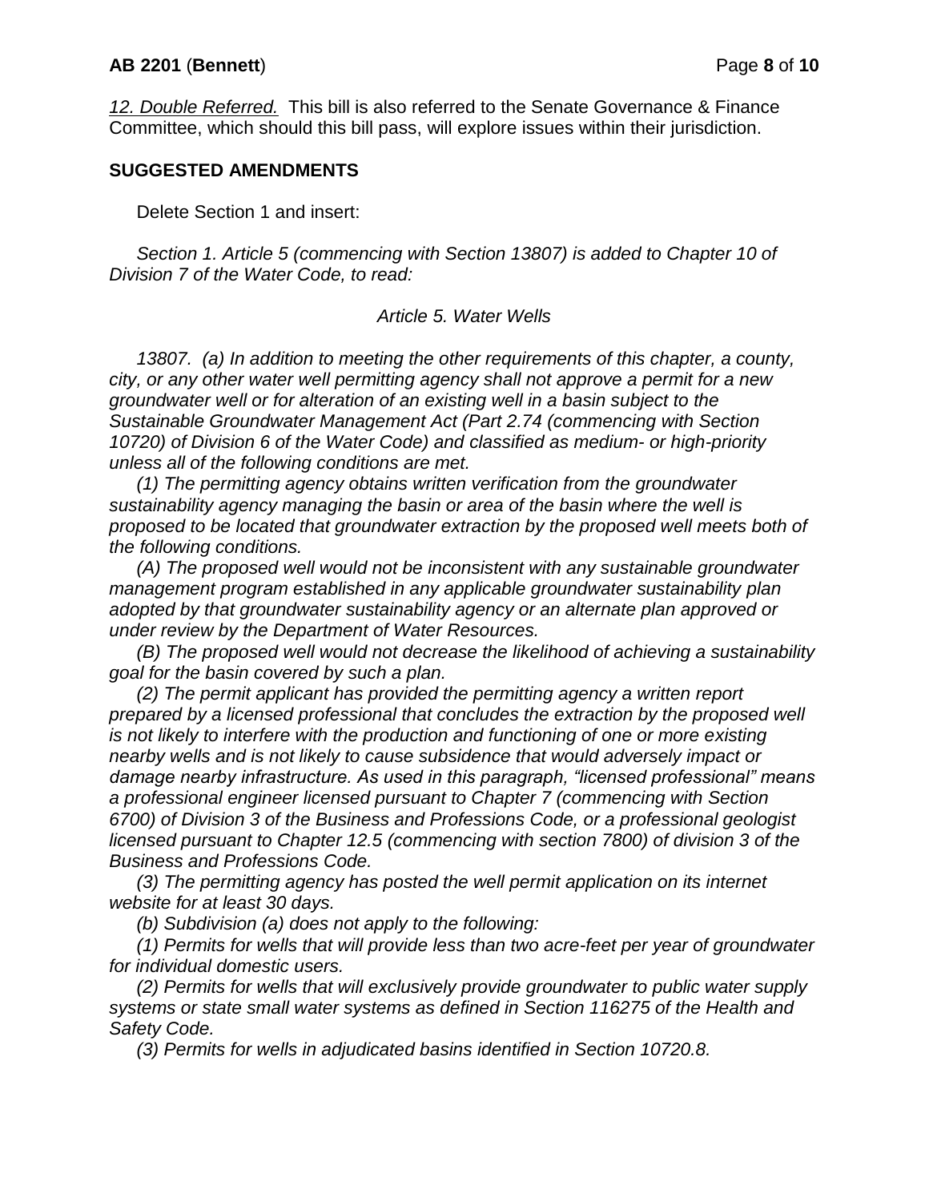*12. Double Referred.* This bill is also referred to the Senate Governance & Finance Committee, which should this bill pass, will explore issues within their jurisdiction.

## SUGGESTED AMENDMENTS

Delete Section 1 and insert:

*Section 1. Article 5 (commencing with Section 13807) is added to Chapter 10 of Division 7 of the Water Code, to read:*

*Article 5. Water Wells*

*13807. (a) In addition to meeting the other requirements of this chapter, a county, city, or any other water well permitting agency shall not approve a permit for a new groundwater well or for alteration of an existing well in a basin subject to the Sustainable Groundwater Management Act (Part 2.74 (commencing with Section 10720) of Division 6 of the Water Code) and classified as medium- or high-priority unless all of the following conditions are met.*

*(1) The permitting agency obtains written verification from the groundwater sustainability agency managing the basin or area of the basin where the well is proposed to be located that groundwater extraction by the proposed well meets both of the following conditions.*

*(A) The proposed well would not be inconsistent with any sustainable groundwater management program established in any applicable groundwater sustainability plan adopted by that groundwater sustainability agency or an alternate plan approved or under review by the Department of Water Resources.*

*(B) The proposed well would not decrease the likelihood of achieving a sustainability goal for the basin covered by such a plan.*

*(2) The permit applicant has provided the permitting agency a written report prepared by a licensed professional that concludes the extraction by the proposed well is not likely to interfere with the production and functioning of one or more existing nearby wells and is not likely to cause subsidence that would adversely impact or damage nearby infrastructure. As used in this paragraph, "licensed professional" means a professional engineer licensed pursuant to Chapter 7 (commencing with Section 6700) of Division 3 of the Business and Professions Code, or a professional geologist licensed pursuant to Chapter 12.5 (commencing with section 7800) of division 3 of the Business and Professions Code.*

*(3) The permitting agency has posted the well permit application on its internet website for at least 30 days.*

*(b) Subdivision (a) does not apply to the following:*

*(1) Permits for wells that will provide less than two acre-feet per year of groundwater for individual domestic users.*

*(2) Permits for wells that will exclusively provide groundwater to public water supply systems or state small water systems as defined in Section 116275 of the Health and Safety Code.*

*(3) Permits for wells in adjudicated basins identified in Section 10720.8.*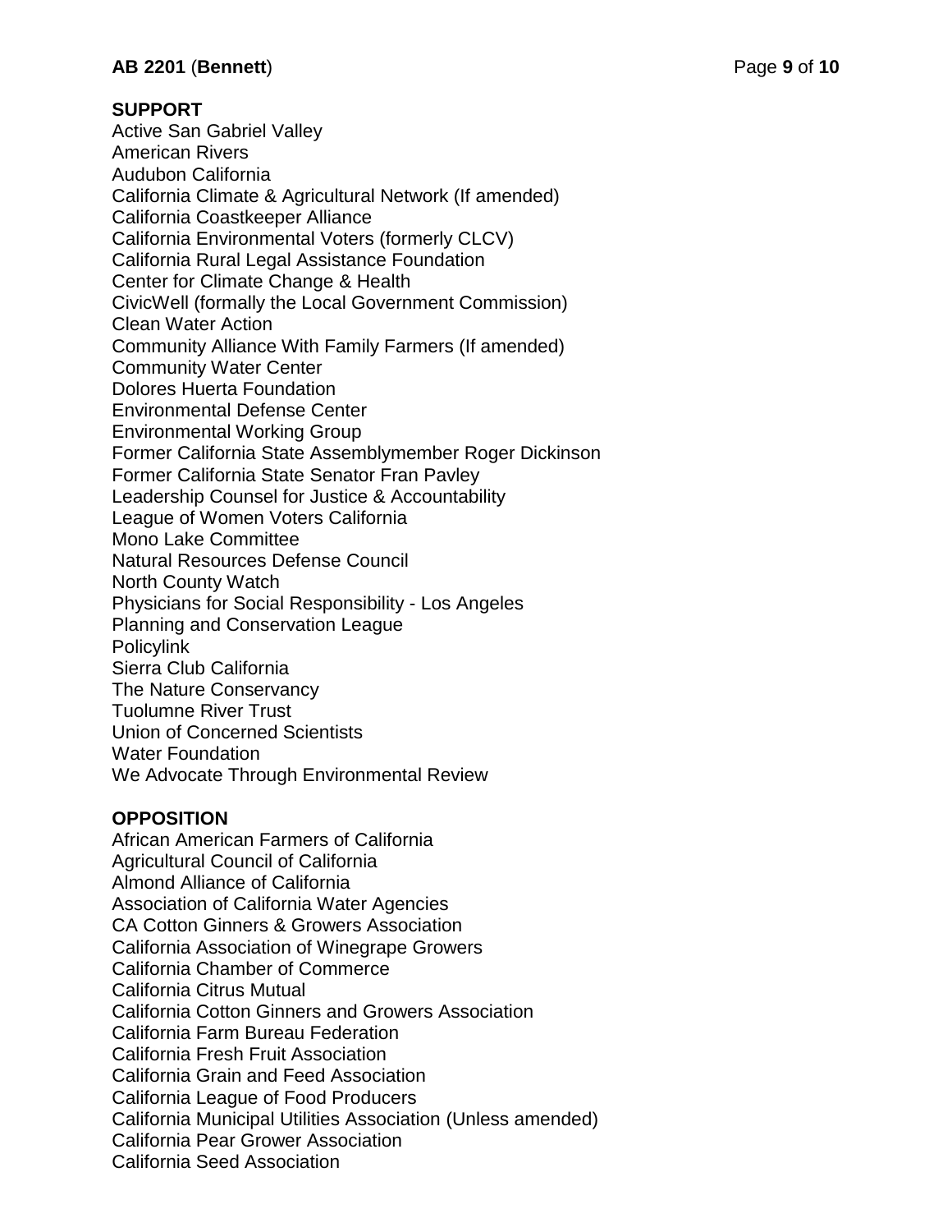**SUPPORT**

Active San Gabriel Valley
American Rivers
Audubon California
California Climate & Agricultural Network (If amended)
California Coastkeeper Alliance
California Environmental Voters (formerly CLCV)
California Rural Legal Assistance Foundation
Center for Climate Change & Health
CivicWell (formally the Local Government Commission)
Clean Water Action
Community Alliance With Family Farmers (If amended)
Community Water Center
Dolores Huerta Foundation
Environmental Defense Center
Environmental Working Group
Former California State Assemblymember Roger Dickinson
Former California State Senator Fran Pavley
Leadership Counsel for Justice & Accountability
League of Women Voters California
Mono Lake Committee
Natural Resources Defense Council
North County Watch
Physicians for Social Responsibility - Los Angeles
Planning and Conservation League
Policylink
Sierra Club California
The Nature Conservancy
Tuolumne River Trust
Union of Concerned Scientists
Water Foundation
We Advocate Through Environmental Review

**OPPOSITION**

African American Farmers of California
Agricultural Council of California
Almond Alliance of California
Association of California Water Agencies
CA Cotton Ginners & Growers Association
California Association of Winegrape Growers
California Chamber of Commerce
California Citrus Mutual
California Cotton Ginners and Growers Association
California Farm Bureau Federation
California Fresh Fruit Association
California Grain and Feed Association
California League of Food Producers
California Municipal Utilities Association (Unless amended)
California Pear Grower Association
California Seed Association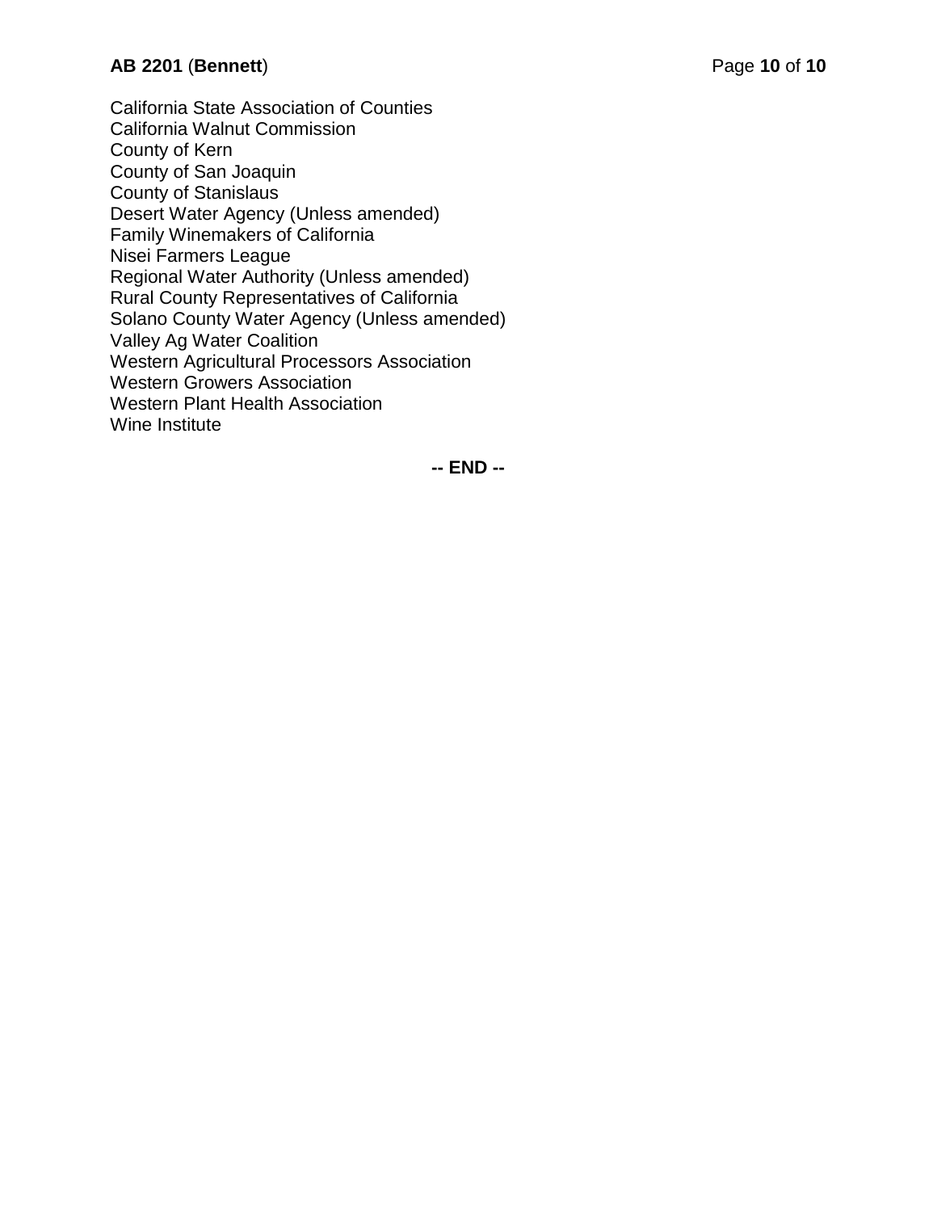California State Association of Counties
California Walnut Commission
County of Kern
County of San Joaquin
County of Stanislaus
Desert Water Agency (Unless amended)
Family Winemakers of California
Nisei Farmers League
Regional Water Authority (Unless amended)
Rural County Representatives of California
Solano County Water Agency (Unless amended)
Valley Ag Water Coalition
Western Agricultural Processors Association
Western Growers Association
Western Plant Health Association
Wine Institute

**-- END --**